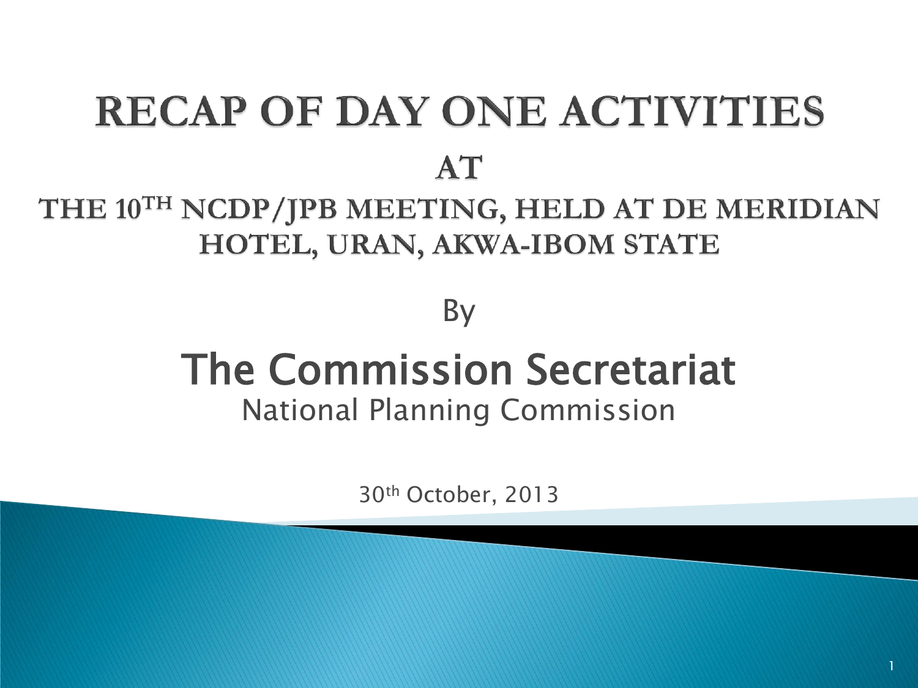# RECAP OF DAY ONE ACTIVITIES

## AT

## THE 10TH NCDP/JPB MEETING, HELD AT DE MERIDIAN HOTEL, URAN, AKWA-IBOM STATE

By

## The Commission Secretariat

National Planning Commission

30th October, 2013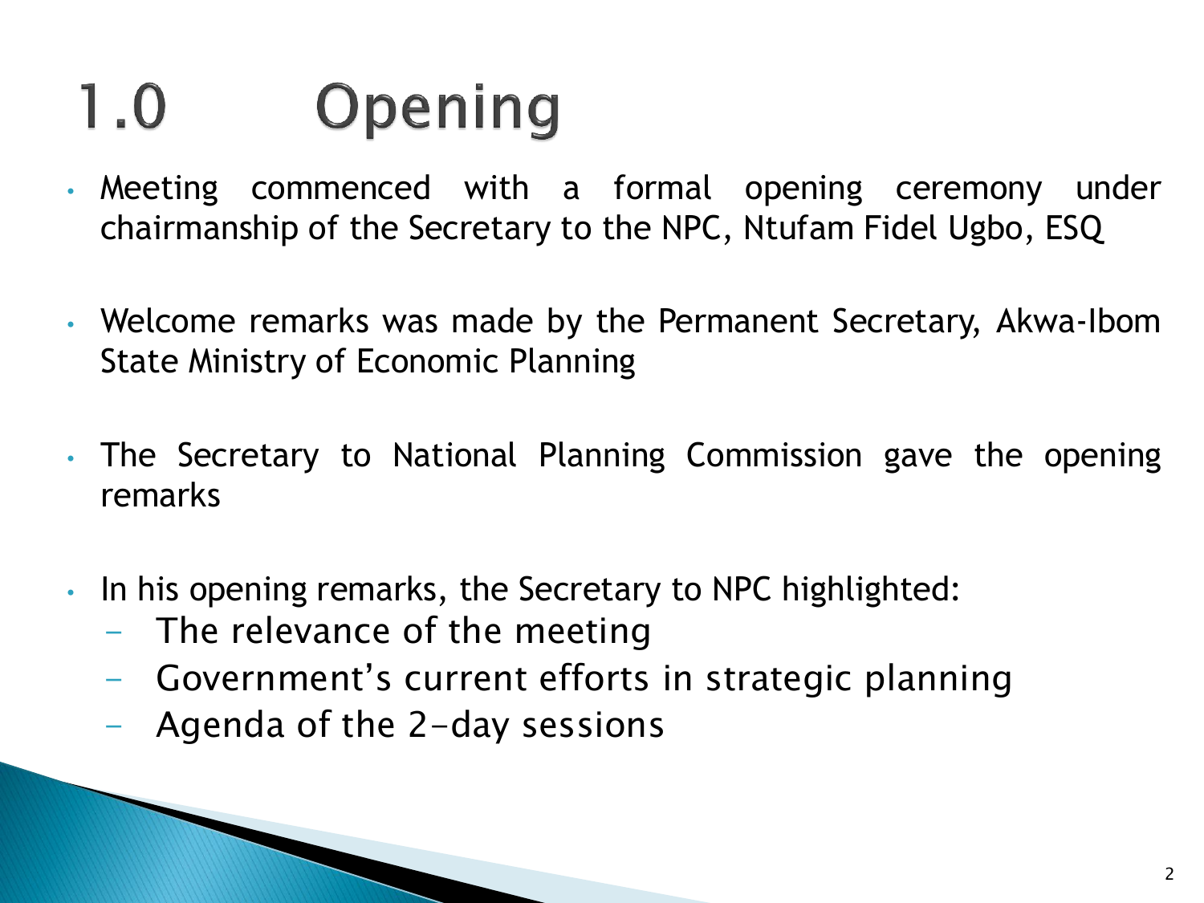# 1.0 Opening

- Meeting commenced with a formal opening ceremony under chairmanship of the Secretary to the NPC, Ntufam Fidel Ugbo, ESQ

- Welcome remarks was made by the Permanent Secretary, Akwa-Ibom State Ministry of Economic Planning

- The Secretary to National Planning Commission gave the opening remarks

- In his opening remarks, the Secretary to NPC highlighted:
  - The relevance of the meeting
  - Government's current efforts in strategic planning
  - Agenda of the 2-day sessions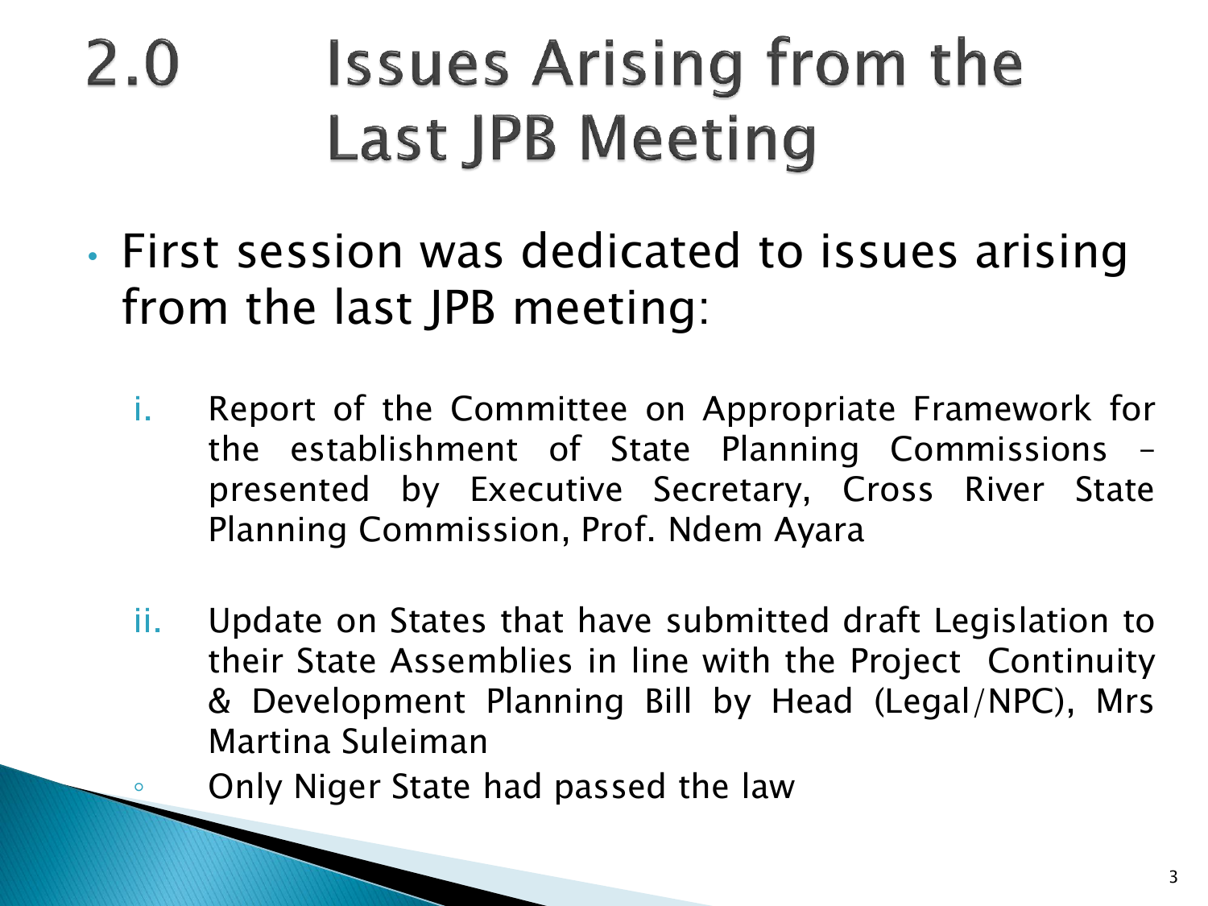# 2.0 Issues Arising from the Last JPB Meeting

- First session was dedicated to issues arising from the last JPB meeting:

  i. Report of the Committee on Appropriate Framework for the establishment of State Planning Commissions – presented by Executive Secretary, Cross River State Planning Commission, Prof. Ndem Ayara

  ii. Update on States that have submitted draft Legislation to their State Assemblies in line with the Project Continuity & Development Planning Bill by Head (Legal/NPC), Mrs Martina Suleiman

     - Only Niger State had passed the law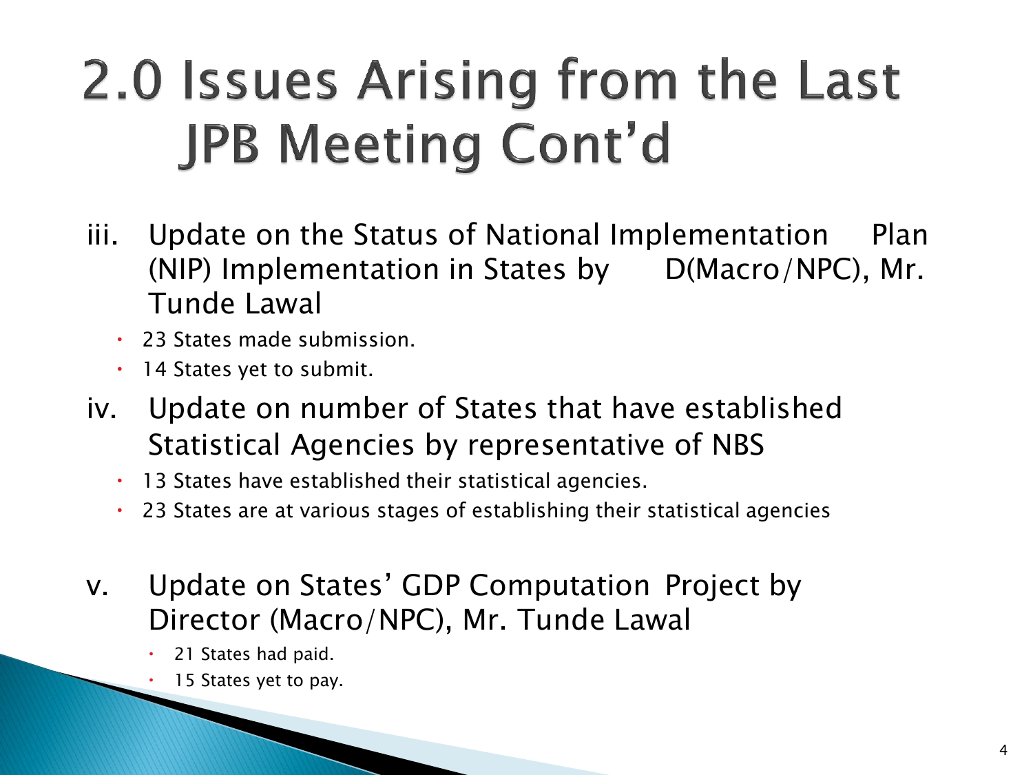# 2.0 Issues Arising from the Last JPB Meeting Cont'd

iii. Update on the Status of National Implementation Plan (NIP) Implementation in States by D(Macro/NPC), Mr. Tunde Lawal

- 23 States made submission.
- 14 States yet to submit.

iv. Update on number of States that have established Statistical Agencies by representative of NBS

- 13 States have established their statistical agencies.
- 23 States are at various stages of establishing their statistical agencies

v. Update on States' GDP Computation Project by Director (Macro/NPC), Mr. Tunde Lawal

- 21 States had paid.
- 15 States yet to pay.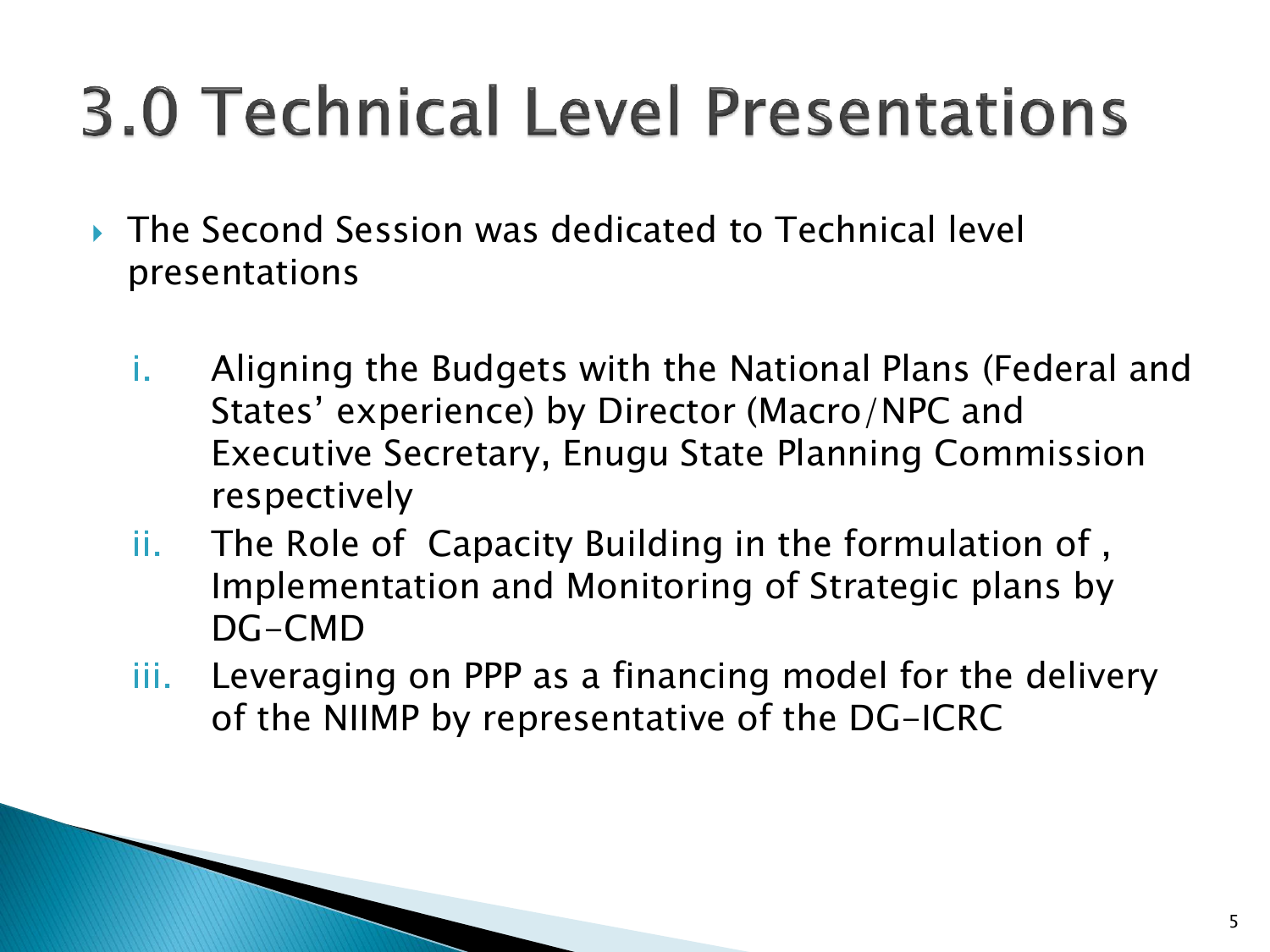# 3.0 Technical Level Presentations

- The Second Session was dedicated to Technical level presentations

   i. Aligning the Budgets with the National Plans (Federal and States' experience) by Director (Macro/NPC and Executive Secretary, Enugu State Planning Commission respectively
   ii. The Role of Capacity Building in the formulation of , Implementation and Monitoring of Strategic plans by DG-CMD
   iii. Leveraging on PPP as a financing model for the delivery of the NIIMP by representative of the DG-ICRC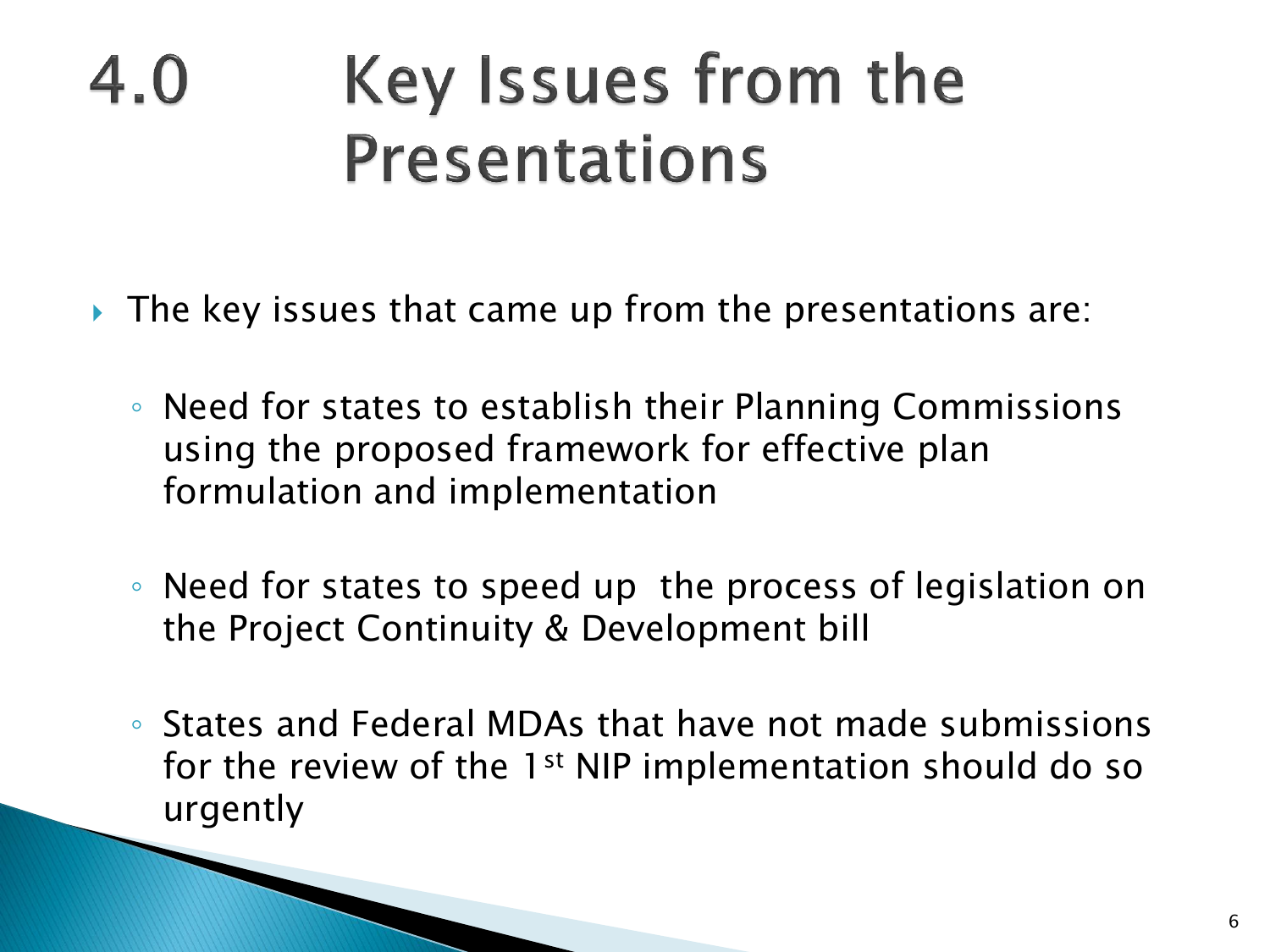# 4.0 Key Issues from the Presentations

- The key issues that came up from the presentations are:
  - Need for states to establish their Planning Commissions using the proposed framework for effective plan formulation and implementation
  - Need for states to speed up the process of legislation on the Project Continuity & Development bill
  - States and Federal MDAs that have not made submissions for the review of the 1st NIP implementation should do so urgently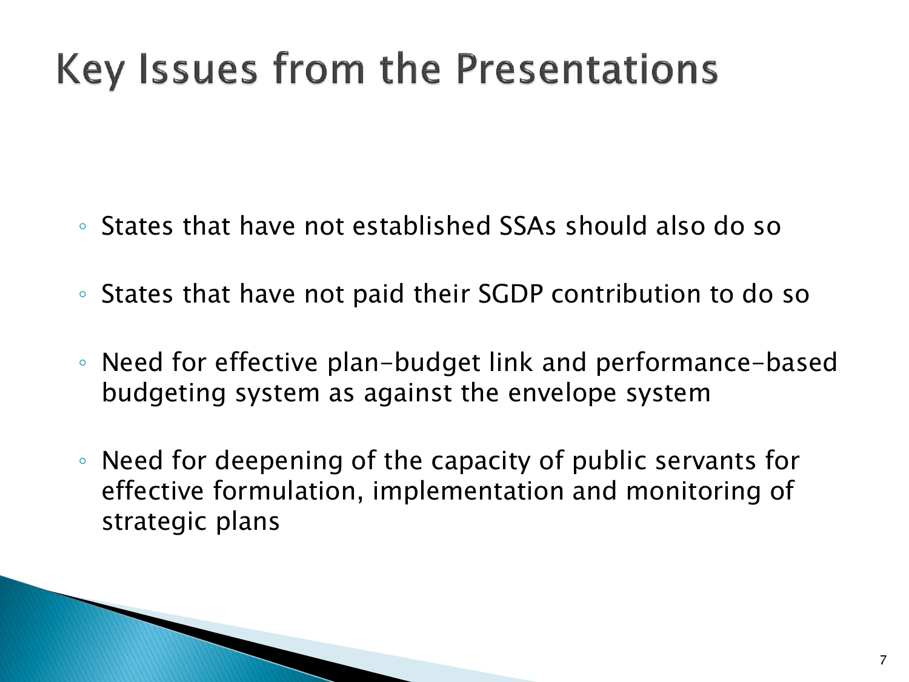# Key Issues from the Presentations

- States that have not established SSAs should also do so
- States that have not paid their SGDP contribution to do so
- Need for effective plan-budget link and performance-based budgeting system as against the envelope system
- Need for deepening of the capacity of public servants for effective formulation, implementation and monitoring of strategic plans